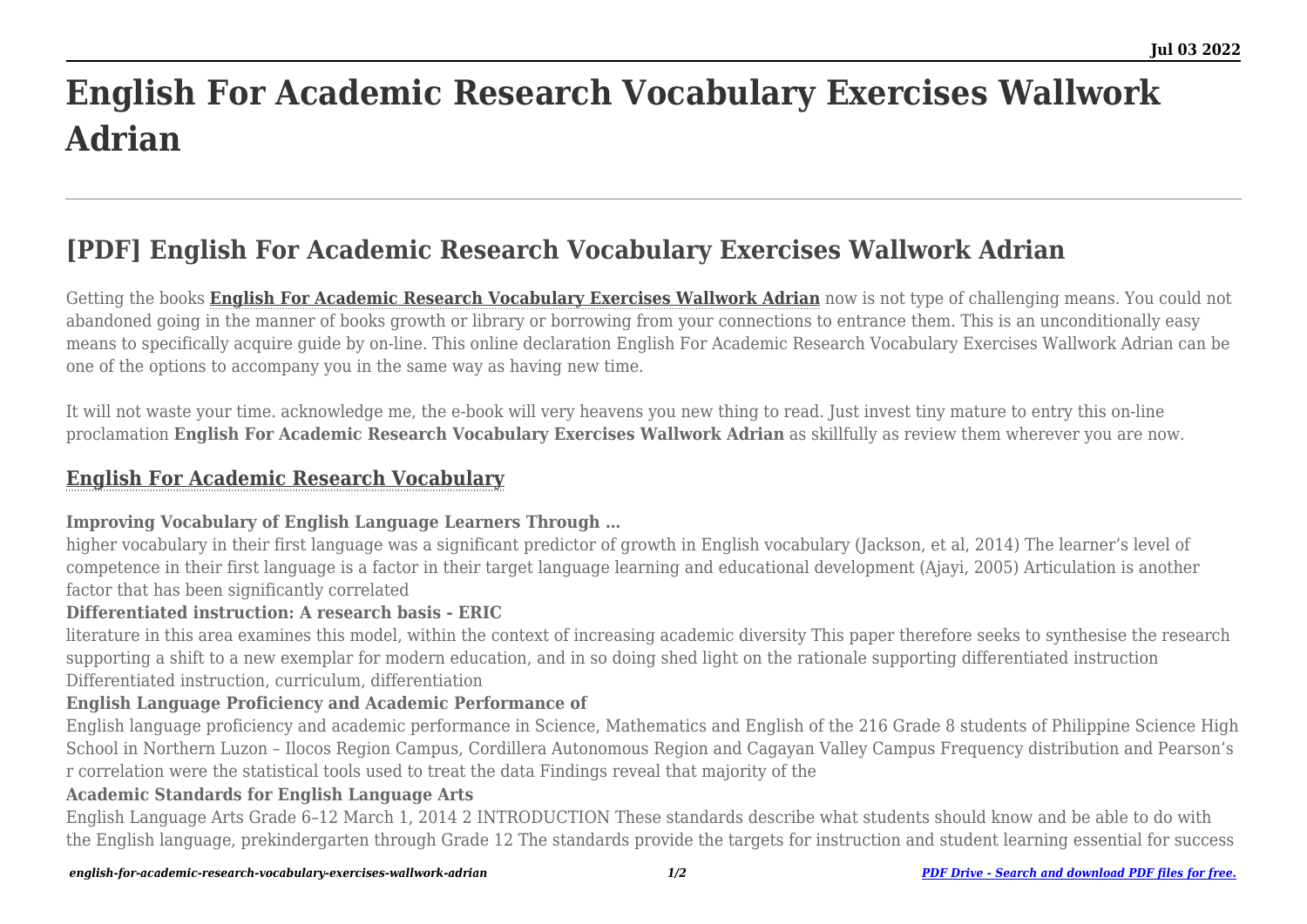# English For Academic Research Vocabulary Exercises Wallwork Adrian

## [PDF] English For Academic Research Vocabulary Exercises Wallwork Adrian

Getting the books **English For Academic Research Vocabulary Exercises Wallwork Adrian** now is not type of challenging means. You could not abandoned going in the manner of books growth or library or borrowing from your connections to entrance them. This is an unconditionally easy means to specifically acquire guide by on-line. This online declaration English For Academic Research Vocabulary Exercises Wallwork Adrian can be one of the options to accompany you in the same way as having new time.

It will not waste your time. acknowledge me, the e-book will very heavens you new thing to read. Just invest tiny mature to entry this on-line proclamation **English For Academic Research Vocabulary Exercises Wallwork Adrian** as skillfully as review them wherever you are now.

### English For Academic Research Vocabulary

**Improving Vocabulary of English Language Learners Through …**

higher vocabulary in their first language was a significant predictor of growth in English vocabulary (Jackson, et al, 2014) The learner's level of competence in their first language is a factor in their target language learning and educational development (Ajayi, 2005) Articulation is another factor that has been significantly correlated

**Differentiated instruction: A research basis - ERIC**

literature in this area examines this model, within the context of increasing academic diversity This paper therefore seeks to synthesise the research supporting a shift to a new exemplar for modern education, and in so doing shed light on the rationale supporting differentiated instruction Differentiated instruction, curriculum, differentiation

**English Language Proficiency and Academic Performance of**

English language proficiency and academic performance in Science, Mathematics and English of the 216 Grade 8 students of Philippine Science High School in Northern Luzon – Ilocos Region Campus, Cordillera Autonomous Region and Cagayan Valley Campus Frequency distribution and Pearson's r correlation were the statistical tools used to treat the data Findings reveal that majority of the

**Academic Standards for English Language Arts**

English Language Arts Grade 6–12 March 1, 2014 2 INTRODUCTION These standards describe what students should know and be able to do with the English language, prekindergarten through Grade 12 The standards provide the targets for instruction and student learning essential for success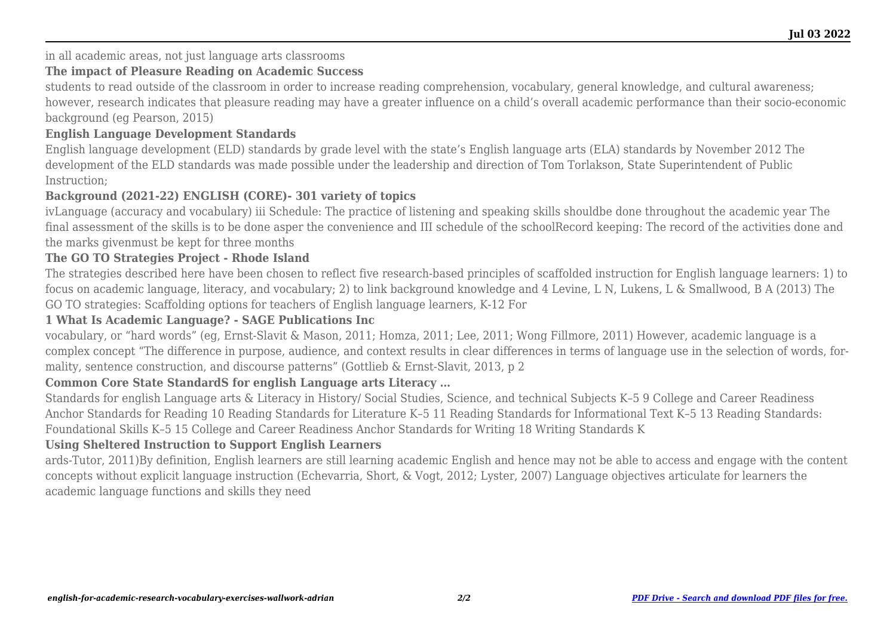in all academic areas, not just language arts classrooms

### The impact of Pleasure Reading on Academic Success

students to read outside of the classroom in order to increase reading comprehension, vocabulary, general knowledge, and cultural awareness; however, research indicates that pleasure reading may have a greater influence on a child's overall academic performance than their socio-economic background (eg Pearson, 2015)

### English Language Development Standards

English language development (ELD) standards by grade level with the state's English language arts (ELA) standards by November 2012 The development of the ELD standards was made possible under the leadership and direction of Tom Torlakson, State Superintendent of Public Instruction;

### Background (2021-22) ENGLISH (CORE)- 301 variety of topics

ivLanguage (accuracy and vocabulary) iii Schedule: The practice of listening and speaking skills shouldbe done throughout the academic year The final assessment of the skills is to be done asper the convenience and III schedule of the schoolRecord keeping: The record of the activities done and the marks givenmust be kept for three months

### The GO TO Strategies Project - Rhode Island

The strategies described here have been chosen to reflect five research-based principles of scaffolded instruction for English language learners: 1) to focus on academic language, literacy, and vocabulary; 2) to link background knowledge and 4 Levine, L N, Lukens, L & Smallwood, B A (2013) The GO TO strategies: Scaffolding options for teachers of English language learners, K-12 For

### 1 What Is Academic Language? - SAGE Publications Inc

vocabulary, or "hard words" (eg, Ernst-Slavit & Mason, 2011; Homza, 2011; Lee, 2011; Wong Fillmore, 2011) However, academic language is a complex concept "The difference in purpose, audience, and context results in clear differences in terms of language use in the selection of words, formality, sentence construction, and discourse patterns" (Gottlieb & Ernst-Slavit, 2013, p 2

### Common Core State StandardS for english Language arts Literacy …

Standards for english Language arts & Literacy in History/ Social Studies, Science, and technical Subjects K–5 9 College and Career Readiness Anchor Standards for Reading 10 Reading Standards for Literature K–5 11 Reading Standards for Informational Text K–5 13 Reading Standards: Foundational Skills K–5 15 College and Career Readiness Anchor Standards for Writing 18 Writing Standards K

### Using Sheltered Instruction to Support English Learners

ards-Tutor, 2011)By definition, English learners are still learning academic English and hence may not be able to access and engage with the content concepts without explicit language instruction (Echevarria, Short, & Vogt, 2012; Lyster, 2007) Language objectives articulate for learners the academic language functions and skills they need